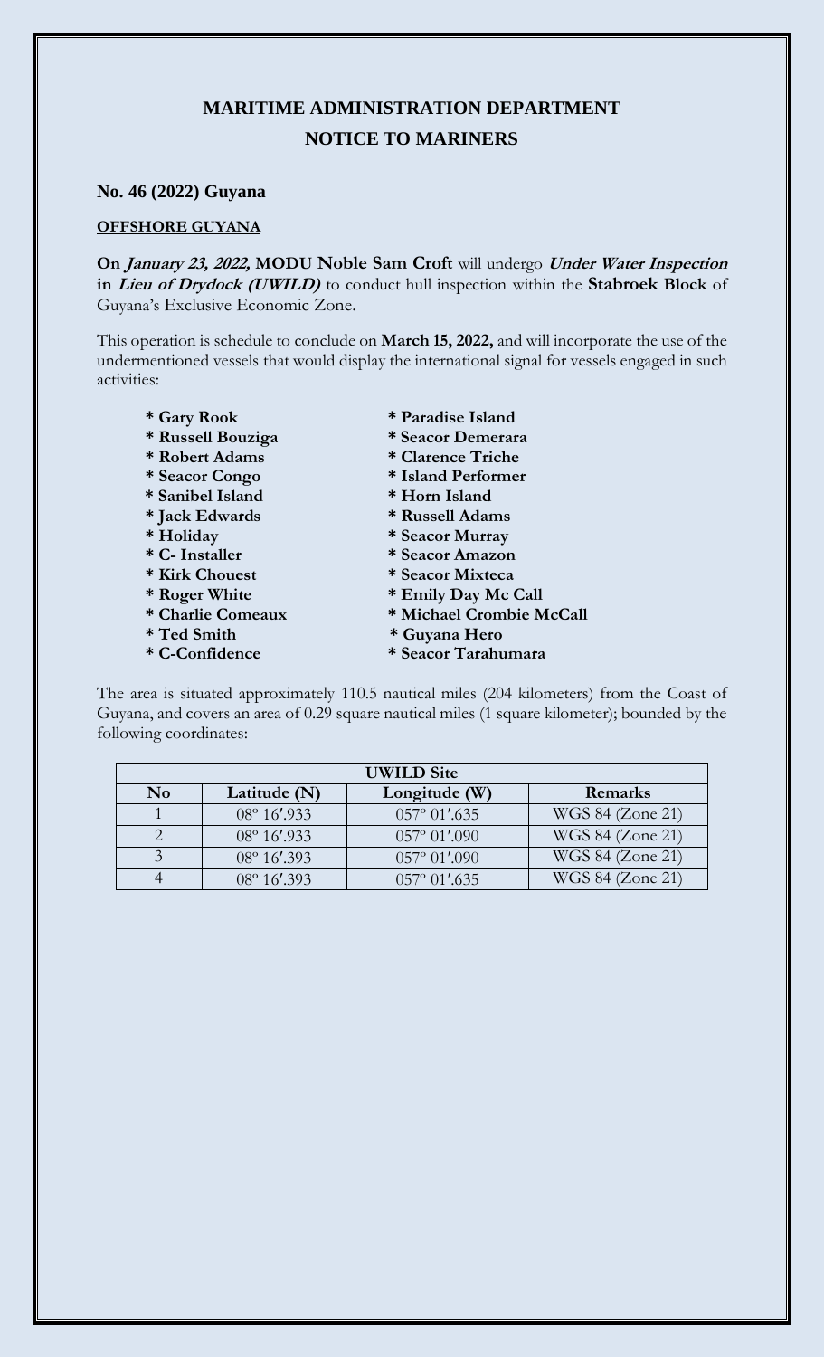# MARITIME ADMINISTRATION DEPARTMENT

## NOTICE TO MARINERS

**No. 46 (2022) Guyana**

**OFFSHORE GUYANA**

**On *January 23, 2022,* MODU Noble Sam Croft** will undergo ***Under Water Inspection* in *Lieu of Drydock (UWILD)*** to conduct hull inspection within the **Stabroek Block** of Guyana's Exclusive Economic Zone.

This operation is schedule to conclude on **March 15, 2022,** and will incorporate the use of the undermentioned vessels that would display the international signal for vessels engaged in such activities:

- **Gary Rook**
- **Russell Bouziga**
- **Robert Adams**
- **Seacor Congo**
- **Sanibel Island**
- **Jack Edwards**
- **Holiday**
- **C- Installer**
- **Kirk Chouest**
- **Roger White**
- **Charlie Comeaux**
- **Ted Smith**
- **C-Confidence**
- **Paradise Island**
- **Seacor Demerara**
- **Clarence Triche**
- **Island Performer**
- **Horn Island**
- **Russell Adams**
- **Seacor Murray**
- **Seacor Amazon**
- **Seacor Mixteca**
- **Emily Day Mc Call**
- **Michael Crombie McCall**
- **Guyana Hero**
- **Seacor Tarahumara**

The area is situated approximately 110.5 nautical miles (204 kilometers) from the Coast of Guyana, and covers an area of 0.29 square nautical miles (1 square kilometer); bounded by the following coordinates:

| UWILD Site | | | |
|---|---|---|---|
| **No** | **Latitude (N)** | **Longitude (W)** | **Remarks** |
| 1 | 08º 16′.933 | 057º 01′.635 | WGS 84 (Zone 21) |
| 2 | 08º 16′.933 | 057º 01′.090 | WGS 84 (Zone 21) |
| 3 | 08º 16′.393 | 057º 01′.090 | WGS 84 (Zone 21) |
| 4 | 08º 16′.393 | 057º 01′.635 | WGS 84 (Zone 21) |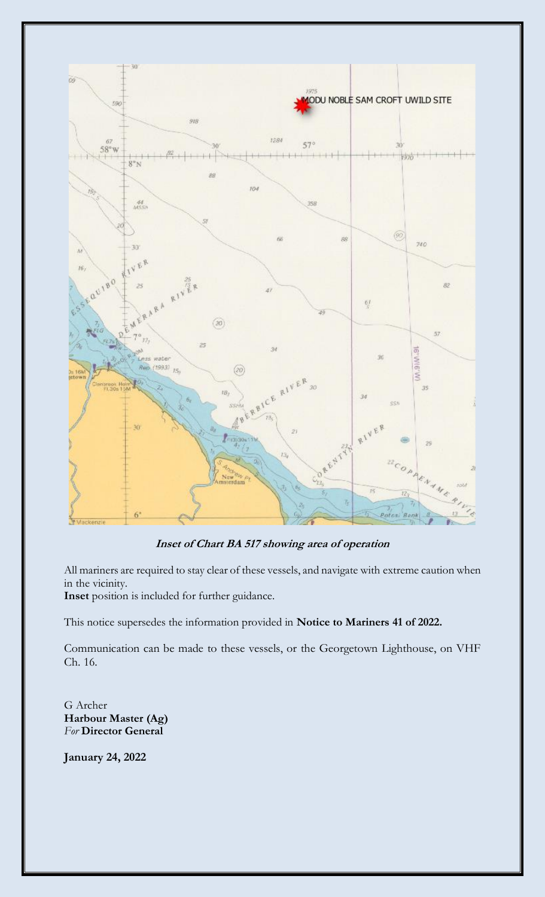MODU NOBLE SAM CROFT UWILD SITE

***Inset of Chart BA 517 showing area of operation***

All mariners are required to stay clear of these vessels, and navigate with extreme caution when in the vicinity.

**Inset** position is included for further guidance.

This notice supersedes the information provided in **Notice to Mariners 41 of 2022.**

Communication can be made to these vessels, or the Georgetown Lighthouse, on VHF Ch. 16.

G Archer
**Harbour Master (Ag)**
*For* **Director General**

**January 24, 2022**